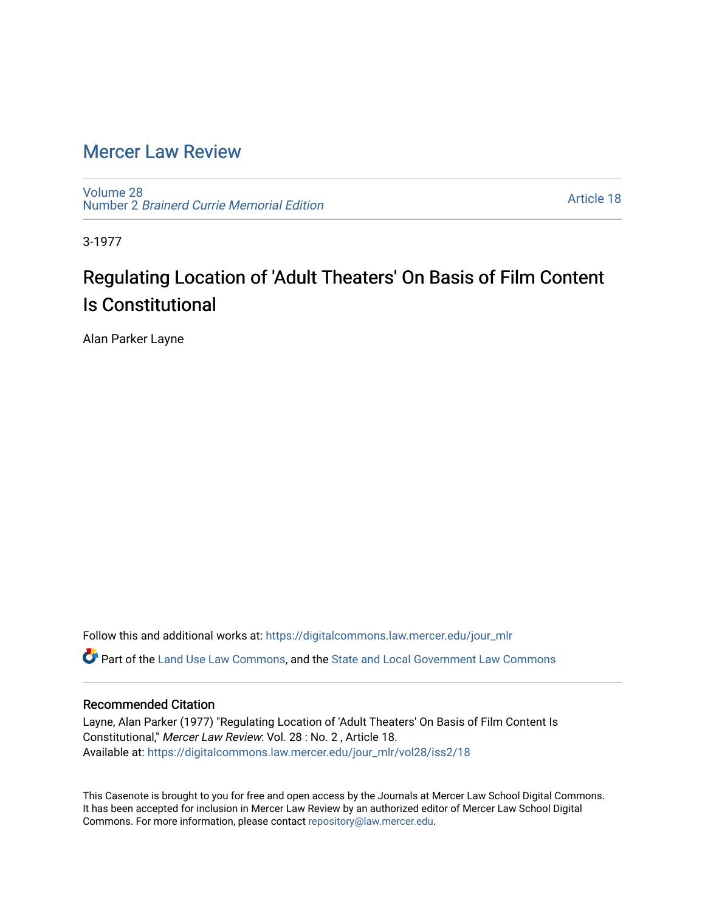# Mercer Law Review

Volume 28
Number 2 *Brainerd Currie Memorial Edition*

Article 18

3-1977

## Regulating Location of 'Adult Theaters' On Basis of Film Content Is Constitutional

Alan Parker Layne

Follow this and additional works at: https://digitalcommons.law.mercer.edu/jour_mlr

Part of the Land Use Law Commons, and the State and Local Government Law Commons

### Recommended Citation

Layne, Alan Parker (1977) "Regulating Location of 'Adult Theaters' On Basis of Film Content Is Constitutional," *Mercer Law Review*: Vol. 28 : No. 2 , Article 18.
Available at: https://digitalcommons.law.mercer.edu/jour_mlr/vol28/iss2/18

This Casenote is brought to you for free and open access by the Journals at Mercer Law School Digital Commons. It has been accepted for inclusion in Mercer Law Review by an authorized editor of Mercer Law School Digital Commons. For more information, please contact repository@law.mercer.edu.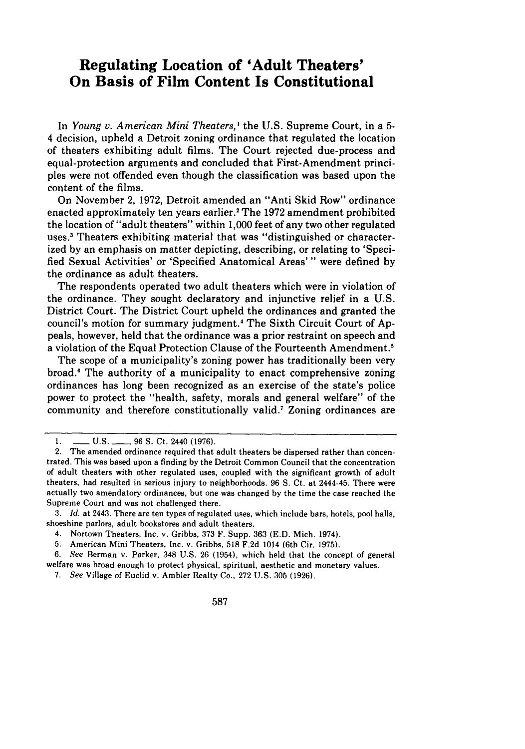# Regulating Location of 'Adult Theaters' On Basis of Film Content Is Constitutional

In *Young v. American Mini Theaters*,[1] the U.S. Supreme Court, in a 5-4 decision, upheld a Detroit zoning ordinance that regulated the location of theaters exhibiting adult films. The Court rejected due-process and equal-protection arguments and concluded that First-Amendment principles were not offended even though the classification was based upon the content of the films.

On November 2, 1972, Detroit amended an "Anti Skid Row" ordinance enacted approximately ten years earlier.[2] The 1972 amendment prohibited the location of "adult theaters" within 1,000 feet of any two other regulated uses.[3] Theaters exhibiting material that was "distinguished or characterized by an emphasis on matter depicting, describing, or relating to 'Specified Sexual Activities' or 'Specified Anatomical Areas'" were defined by the ordinance as adult theaters.

The respondents operated two adult theaters which were in violation of the ordinance. They sought declaratory and injunctive relief in a U.S. District Court. The District Court upheld the ordinances and granted the council's motion for summary judgment.[4] The Sixth Circuit Court of Appeals, however, held that the ordinance was a prior restraint on speech and a violation of the Equal Protection Clause of the Fourteenth Amendment.[5]

The scope of a municipality's zoning power has traditionally been very broad.[6] The authority of a municipality to enact comprehensive zoning ordinances has long been recognized as an exercise of the state's police power to protect the "health, safety, morals and general welfare" of the community and therefore constitutionally valid.[7] Zoning ordinances are

---

1. \_\_\_ U.S. \_\_\_, 96 S. Ct. 2440 (1976).
2. The amended ordinance required that adult theaters be dispersed rather than concentrated. This was based upon a finding by the Detroit Common Council that the concentration of adult theaters with other regulated uses, coupled with the significant growth of adult theaters, had resulted in serious injury to neighborhoods. 96 S. Ct. at 2444-45. There were actually two amendatory ordinances, but one was changed by the time the case reached the Supreme Court and was not challenged there.
3. *Id.* at 2443. There are ten types of regulated uses, which include bars, hotels, pool halls, shoeshine parlors, adult bookstores and adult theaters.
4. Nortown Theaters, Inc. v. Gribbs, 373 F. Supp. 363 (E.D. Mich. 1974).
5. American Mini Theaters, Inc. v. Gribbs, 518 F.2d 1014 (6th Cir. 1975).
6. *See* Berman v. Parker, 348 U.S. 26 (1954), which held that the concept of general welfare was broad enough to protect physical, spiritual, aesthetic and monetary values.
7. *See* Village of Euclid v. Ambler Realty Co., 272 U.S. 305 (1926).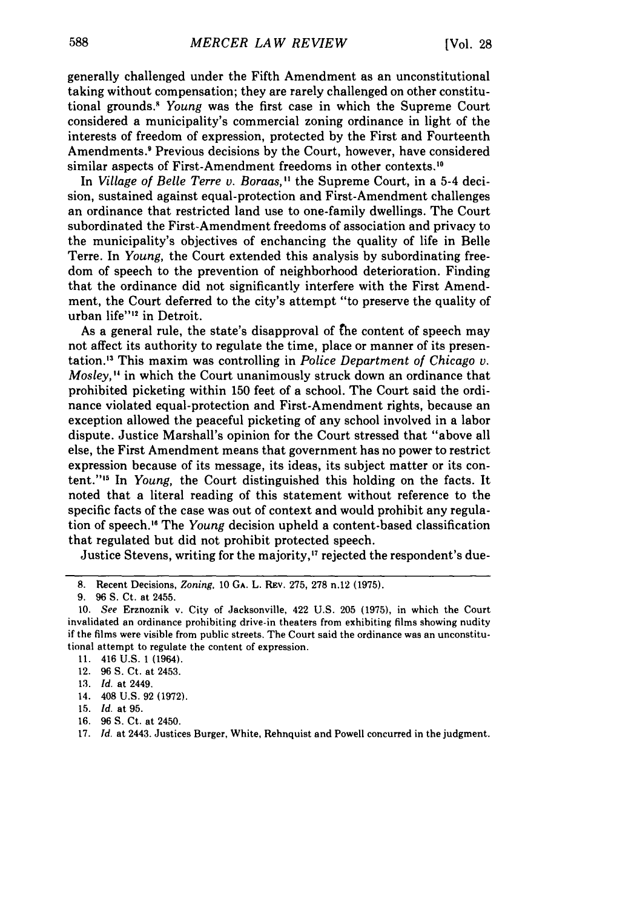generally challenged under the Fifth Amendment as an unconstitutional taking without compensation; they are rarely challenged on other constitutional grounds.[8] *Young* was the first case in which the Supreme Court considered a municipality's commercial zoning ordinance in light of the interests of freedom of expression, protected by the First and Fourteenth Amendments.[9] Previous decisions by the Court, however, have considered similar aspects of First-Amendment freedoms in other contexts.[10]

In *Village of Belle Terre v. Boraas*,[11] the Supreme Court, in a 5-4 decision, sustained against equal-protection and First-Amendment challenges an ordinance that restricted land use to one-family dwellings. The Court subordinated the First-Amendment freedoms of association and privacy to the municipality's objectives of enchancing the quality of life in Belle Terre. In *Young*, the Court extended this analysis by subordinating freedom of speech to the prevention of neighborhood deterioration. Finding that the ordinance did not significantly interfere with the First Amendment, the Court deferred to the city's attempt "to preserve the quality of urban life"[12] in Detroit.

As a general rule, the state's disapproval of the content of speech may not affect its authority to regulate the time, place or manner of its presentation.[13] This maxim was controlling in *Police Department of Chicago v. Mosley*,[14] in which the Court unanimously struck down an ordinance that prohibited picketing within 150 feet of a school. The Court said the ordinance violated equal-protection and First-Amendment rights, because an exception allowed the peaceful picketing of any school involved in a labor dispute. Justice Marshall's opinion for the Court stressed that "above all else, the First Amendment means that government has no power to restrict expression because of its message, its ideas, its subject matter or its content."[15] In *Young*, the Court distinguished this holding on the facts. It noted that a literal reading of this statement without reference to the specific facts of the case was out of context and would prohibit any regulation of speech.[16] The *Young* decision upheld a content-based classification that regulated but did not prohibit protected speech.

Justice Stevens, writing for the majority,[17] rejected the respondent's due-

---

8. Recent Decisions, *Zoning*, 10 GA. L. REV. 275, 278 n.12 (1975).

9. 96 S. Ct. at 2455.

10. *See* Erznoznik v. City of Jacksonville, 422 U.S. 205 (1975), in which the Court invalidated an ordinance prohibiting drive-in theaters from exhibiting films showing nudity if the films were visible from public streets. The Court said the ordinance was an unconstitutional attempt to regulate the content of expression.

11. 416 U.S. 1 (1964).

12. 96 S. Ct. at 2453.

13. *Id.* at 2449.

14. 408 U.S. 92 (1972).

15. *Id.* at 95.

16. 96 S. Ct. at 2450.

17. *Id.* at 2443. Justices Burger, White, Rehnquist and Powell concurred in the judgment.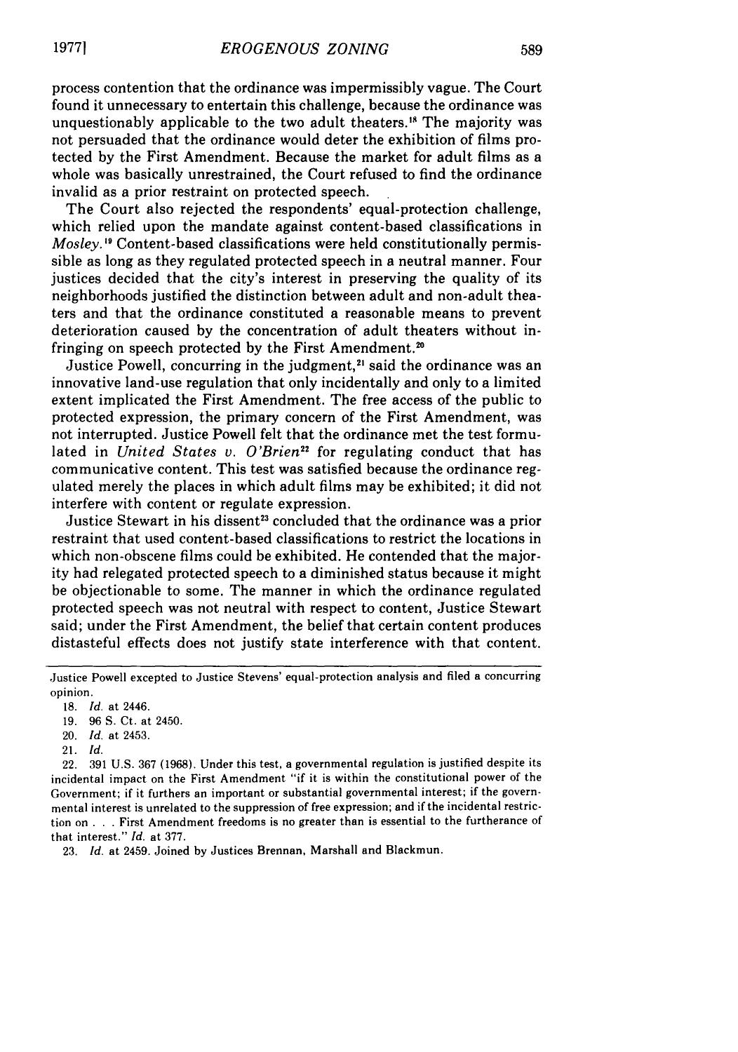process contention that the ordinance was impermissibly vague. The Court found it unnecessary to entertain this challenge, because the ordinance was unquestionably applicable to the two adult theaters.[18] The majority was not persuaded that the ordinance would deter the exhibition of films protected by the First Amendment. Because the market for adult films as a whole was basically unrestrained, the Court refused to find the ordinance invalid as a prior restraint on protected speech.

The Court also rejected the respondents' equal-protection challenge, which relied upon the mandate against content-based classifications in *Mosley*.[19] Content-based classifications were held constitutionally permissible as long as they regulated protected speech in a neutral manner. Four justices decided that the city's interest in preserving the quality of its neighborhoods justified the distinction between adult and non-adult theaters and that the ordinance constituted a reasonable means to prevent deterioration caused by the concentration of adult theaters without infringing on speech protected by the First Amendment.[20]

Justice Powell, concurring in the judgment,[21] said the ordinance was an innovative land-use regulation that only incidentally and only to a limited extent implicated the First Amendment. The free access of the public to protected expression, the primary concern of the First Amendment, was not interrupted. Justice Powell felt that the ordinance met the test formulated in *United States v. O'Brien*[22] for regulating conduct that has communicative content. This test was satisfied because the ordinance regulated merely the places in which adult films may be exhibited; it did not interfere with content or regulate expression.

Justice Stewart in his dissent[23] concluded that the ordinance was a prior restraint that used content-based classifications to restrict the locations in which non-obscene films could be exhibited. He contended that the majority had relegated protected speech to a diminished status because it might be objectionable to some. The manner in which the ordinance regulated protected speech was not neutral with respect to content, Justice Stewart said; under the First Amendment, the belief that certain content produces distasteful effects does not justify state interference with that content.

---

Justice Powell excepted to Justice Stevens' equal-protection analysis and filed a concurring opinion.

18. *Id.* at 2446.

19. 96 S. Ct. at 2450.

20. *Id.* at 2453.

21. *Id.*

22. 391 U.S. 367 (1968). Under this test, a governmental regulation is justified despite its incidental impact on the First Amendment "if it is within the constitutional power of the Government; if it furthers an important or substantial governmental interest; if the governmental interest is unrelated to the suppression of free expression; and if the incidental restriction on . . . First Amendment freedoms is no greater than is essential to the furtherance of that interest." *Id.* at 377.

23. *Id.* at 2459. Joined by Justices Brennan, Marshall and Blackmun.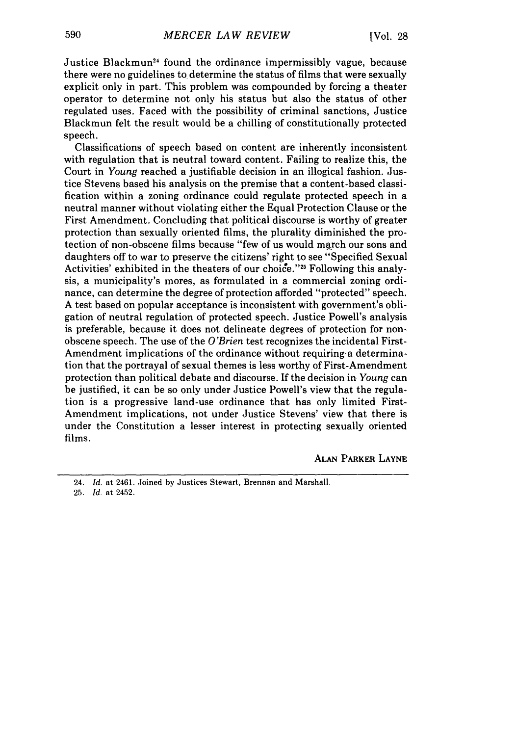Justice Blackmun[24] found the ordinance impermissibly vague, because there were no guidelines to determine the status of films that were sexually explicit only in part. This problem was compounded by forcing a theater operator to determine not only his status but also the status of other regulated uses. Faced with the possibility of criminal sanctions, Justice Blackmun felt the result would be a chilling of constitutionally protected speech.

Classifications of speech based on content are inherently inconsistent with regulation that is neutral toward content. Failing to realize this, the Court in *Young* reached a justifiable decision in an illogical fashion. Justice Stevens based his analysis on the premise that a content-based classification within a zoning ordinance could regulate protected speech in a neutral manner without violating either the Equal Protection Clause or the First Amendment. Concluding that political discourse is worthy of greater protection than sexually oriented films, the plurality diminished the protection of non-obscene films because "few of us would march our sons and daughters off to war to preserve the citizens' right to see 'Specified Sexual Activities' exhibited in the theaters of our choice."[25] Following this analysis, a municipality's mores, as formulated in a commercial zoning ordinance, can determine the degree of protection afforded "protected" speech. A test based on popular acceptance is inconsistent with government's obligation of neutral regulation of protected speech. Justice Powell's analysis is preferable, because it does not delineate degrees of protection for non-obscene speech. The use of the *O'Brien* test recognizes the incidental First-Amendment implications of the ordinance without requiring a determination that the portrayal of sexual themes is less worthy of First-Amendment protection than political debate and discourse. If the decision in *Young* can be justified, it can be so only under Justice Powell's view that the regulation is a progressive land-use ordinance that has only limited First-Amendment implications, not under Justice Stevens' view that there is under the Constitution a lesser interest in protecting sexually oriented films.

ALAN PARKER LAYNE

---

24. *Id.* at 2461. Joined by Justices Stewart, Brennan and Marshall.

25. *Id.* at 2452.